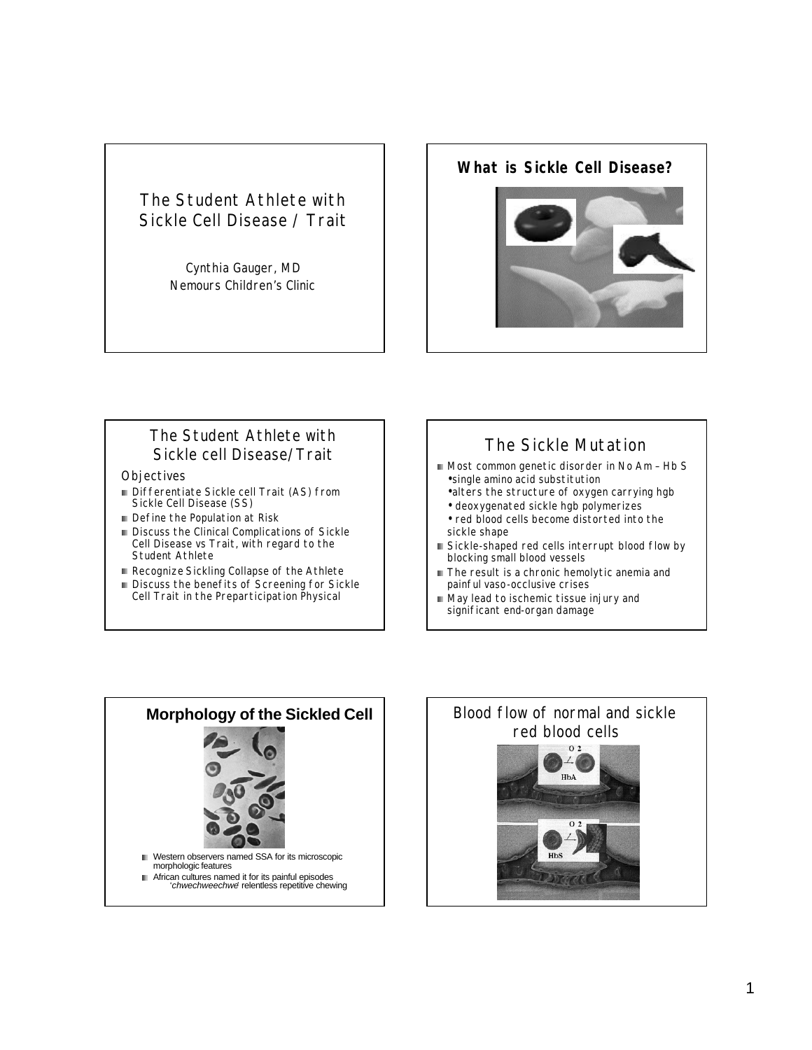## The Student Athlete with Sickle Cell Disease / Trait

Cynthia Gauger, MD
Nemours Children's Clinic

## What is Sickle Cell Disease?

## The Student Athlete with Sickle cell Disease/Trait

Objectives

- Differentiate Sickle cell Trait (AS) from Sickle Cell Disease (SS)
- Define the Population at Risk
- Discuss the Clinical Complications of Sickle Cell Disease vs Trait, with regard to the Student Athlete
- Recognize Sickling Collapse of the Athlete
- Discuss the benefits of Screening for Sickle Cell Trait in the Preparticipation Physical

## The Sickle Mutation

- Most common genetic disorder in No Am – Hb S
  - single amino acid substitution
  - alters the structure of oxygen carrying hgb
  - deoxygenated sickle hgb polymerizes
  - red blood cells become distorted into the sickle shape
- Sickle-shaped red cells interrupt blood flow by blocking small blood vessels
- The result is a chronic hemolytic anemia and painful vaso-occlusive crises
- May lead to ischemic tissue injury and significant end-organ damage

## Morphology of the Sickled Cell

- Western observers named SSA for its microscopic morphologic features
- African cultures named it for its painful episodes '*chwechweechwe*' relentless repetitive chewing

## Blood flow of normal and sickle red blood cells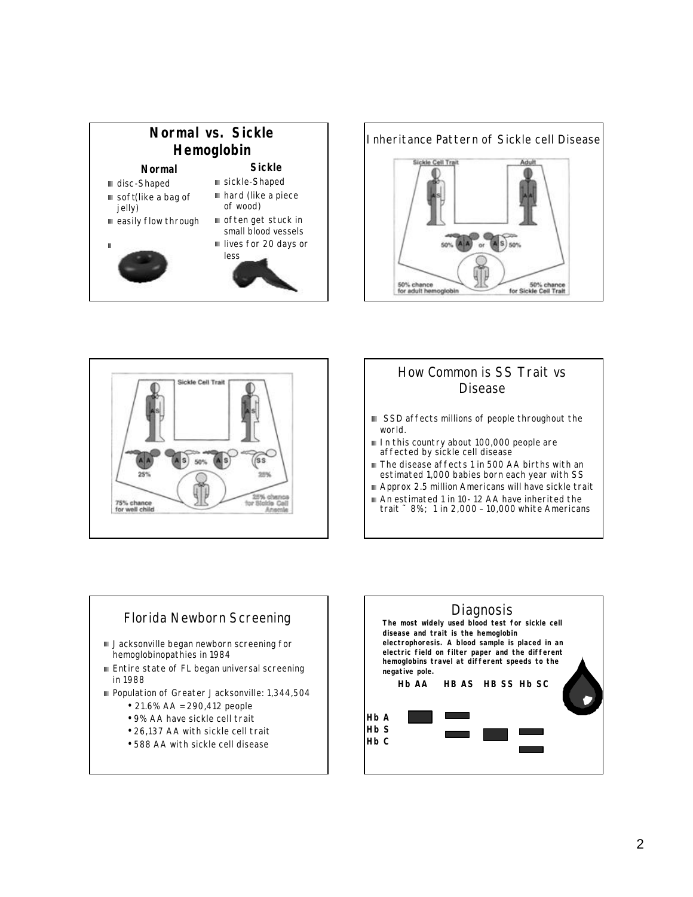## Normal vs. Sickle Hemoglobin

**Normal**

- disc-Shaped
- soft(like a bag of jelly)
- easily flow through

**Sickle**

- sickle-Shaped
- hard (like a piece of wood)
- often get stuck in small blood vessels
- lives for 20 days or less

## Inheritance Pattern of Sickle cell Disease

Sickle Cell Trait — Adult

50% AA or AS 50%

50% chance for adult hemoglobin — 50% chance for Sickle Cell Trait

Sickle Cell Trait

AA 25% — AS 50% AS — SS 25%

75% chance for well child — 25% chance for Sickle Cell Anemia

## How Common is SS Trait vs Disease

- SSD affects millions of people throughout the world.
- In this country about 100,000 people are affected by sickle cell disease
- The disease affects 1 in 500 AA births with an estimated 1,000 babies born each year with SS
- Approx 2.5 million Americans will have sickle trait
- An estimated 1 in 10-12 AA have inherited the trait ~ 8%; 1 in 2,000 – 10,000 white Americans

## Florida Newborn Screening

- Jacksonville began newborn screening for hemoglobinopathies in 1984
- Entire state of FL began universal screening in 1988
- Population of Greater Jacksonville: 1,344,504
  - 21.6% AA = 290,412 people
  - 9% AA have sickle cell trait
  - 26,137 AA with sickle cell trait
  - 588 AA with sickle cell disease

## Diagnosis

**The most widely used blood test for sickle cell disease and trait is the hemoglobin electrophoresis. A blood sample is placed in an electric field on filter paper and the different hemoglobins travel at different speeds to the negative pole.**

**Hb AA HB AS HB SS Hb SC**

**Hb A**
**Hb S**
**Hb C**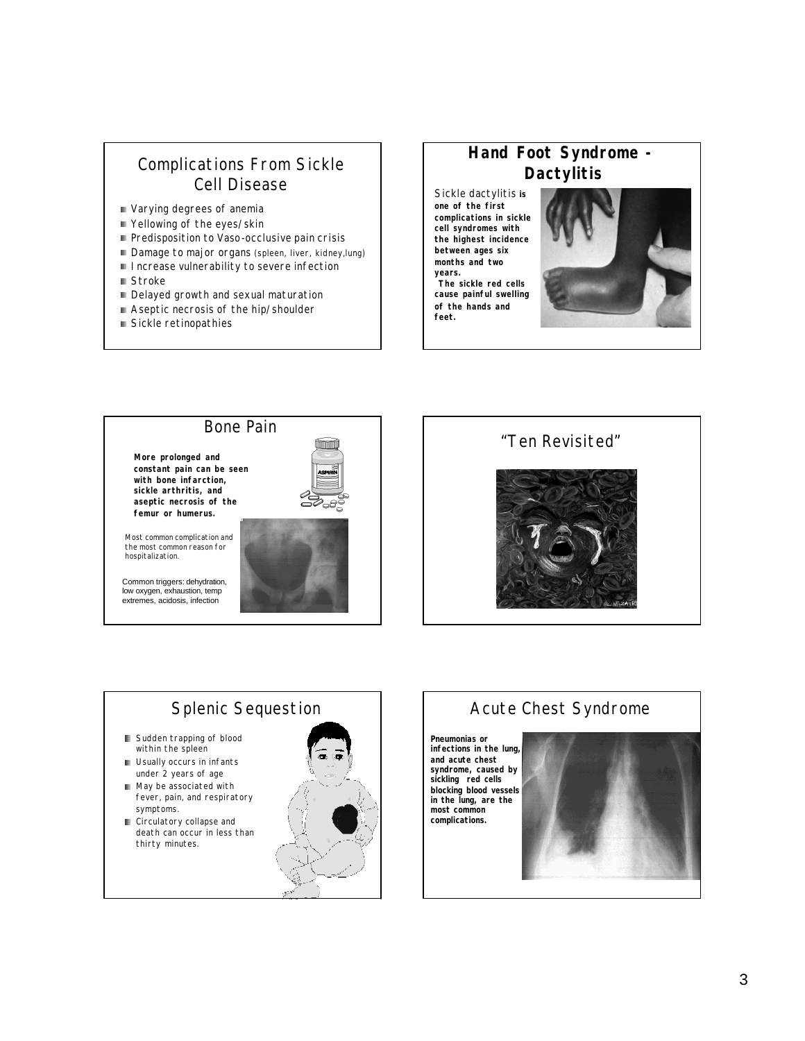## Complications From Sickle Cell Disease

- Varying degrees of anemia
- Yellowing of the eyes/skin
- Predisposition to Vaso-occlusive pain crisis
- Damage to major organs (spleen, liver, kidney,lung)
- Increase vulnerability to severe infection
- Stroke
- Delayed growth and sexual maturation
- Aseptic necrosis of the hip/shoulder
- Sickle retinopathies

## Hand Foot Syndrome - Dactylitis

Sickle dactylitis **is one of the first complications in sickle cell syndromes with the highest incidence between ages six months and two years.**

**The sickle red cells cause painful swelling of the hands and feet.**

## Bone Pain

**More prolonged and constant pain can be seen with bone infarction, sickle arthritis, and aseptic necrosis of the femur or humerus.**

Most common complication and the most common reason for hospitalization.

Common triggers: dehydration, low oxygen, exhaustion, temp extremes, acidosis, infection

## "Ten Revisited"

## Splenic Sequestion

- Sudden trapping of blood within the spleen
- Usually occurs in infants under 2 years of age
- May be associated with fever, pain, and respiratory symptoms.
- Circulatory collapse and death can occur in less than thirty minutes.

## Acute Chest Syndrome

**Pneumonias or infections in the lung, and acute chest syndrome, caused by sickling red cells blocking blood vessels in the lung, are the most common complications.**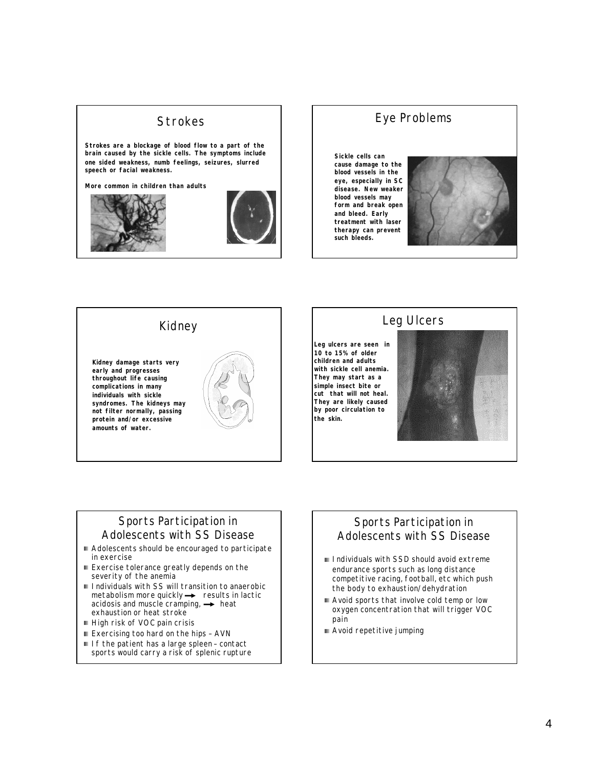## Strokes

**Strokes are a blockage of blood flow to a part of the brain caused by the sickle cells. The symptoms include one sided weakness, numb feelings, seizures, slurred speech or facial weakness.**

**More common in children than adults**

## Eye Problems

**Sickle cells can cause damage to the blood vessels in the eye, especially in SC disease. New weaker blood vessels may form and break open and bleed. Early treatment with laser therapy can prevent such bleeds.**

## Kidney

**Kidney damage starts very early and progresses throughout life causing complications in many individuals with sickle syndromes. The kidneys may not filter normally, passing protein and/or excessive amounts of water.**

## Leg Ulcers

**Leg ulcers are seen in 10 to 15% of older children and adults with sickle cell anemia. They may start as a simple insect bite or cut that will not heal. They are likely caused by poor circulation to the skin.**

## Sports Participation in Adolescents with SS Disease

- Adolescents should be encouraged to participate in exercise
- Exercise tolerance greatly depends on the severity of the anemia
- Individuals with SS will transition to anaerobic metabolism more quickly → results in lactic acidosis and muscle cramping, → heat exhaustion or heat stroke
- High risk of VOC pain crisis
- Exercising too hard on the hips – AVN
- If the patient has a large spleen – contact sports would carry a risk of splenic rupture

## Sports Participation in Adolescents with SS Disease

- Individuals with SSD should avoid extreme endurance sports such as long distance competitive racing, football, etc which push the body to exhaustion/dehydration
- Avoid sports that involve cold temp or low oxygen concentration that will trigger VOC pain
- Avoid repetitive jumping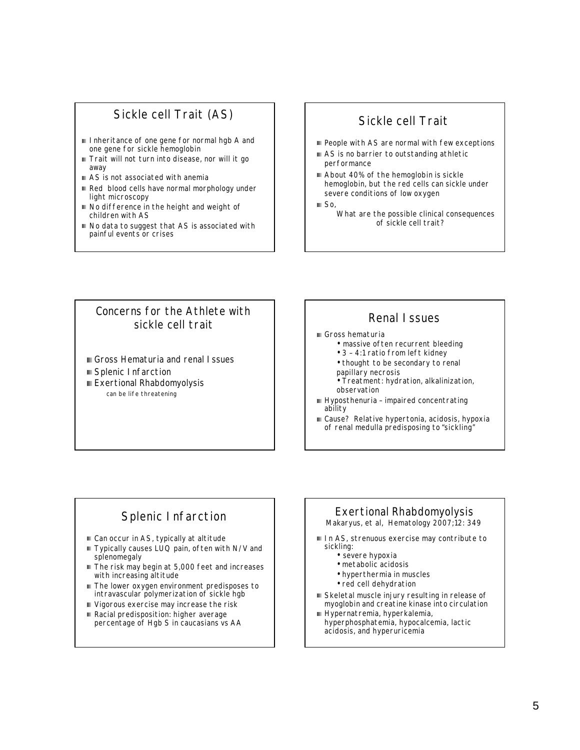## Sickle cell Trait (AS)

- Inheritance of one gene for normal hgb A and one gene for sickle hemoglobin
- Trait will not turn into disease, nor will it go away
- AS is not associated with anemia
- Red blood cells have normal morphology under light microscopy
- No difference in the height and weight of children with AS
- No data to suggest that AS is associated with painful events or crises

## Sickle cell Trait

- People with AS are normal with few exceptions
- AS is no barrier to outstanding athletic performance
- About 40% of the hemoglobin is sickle hemoglobin, but the red cells can sickle under severe conditions of low oxygen
- So,

  What are the possible clinical consequences of sickle cell trait?

## Concerns for the Athlete with sickle cell trait

- Gross Hematuria and renal Issues
- Splenic Infarction
- Exertional Rhabdomyolysis

  can be life threatening

## Renal Issues

- Gross hematuria
  - massive often recurrent bleeding
  - 3 – 4:1 ratio from left kidney
  - thought to be secondary to renal papillary necrosis
  - Treatment: hydration, alkalinization, observation
- Hyposthenuria – impaired concentrating ability
- Cause? Relative hypertonia, acidosis, hypoxia of renal medulla predisposing to "sickling"

## Splenic Infarction

- Can occur in AS, typically at altitude
- Typically causes LUQ pain, often with N/V and splenomegaly
- The risk may begin at 5,000 feet and increases with increasing altitude
- The lower oxygen environment predisposes to intravascular polymerization of sickle hgb
- Vigorous exercise may increase the risk
- Racial predisposition: higher average percentage of Hgb S in caucasians vs AA

## Exertional Rhabdomyolysis

Makaryus, et al, Hematology 2007;12: 349

- In AS, strenuous exercise may contribute to sickling:
  - severe hypoxia
  - metabolic acidosis
  - hyperthermia in muscles
  - red cell dehydration
- Skeletal muscle injury resulting in release of myoglobin and creatine kinase into circulation
- Hypernatremia, hyperkalemia, hyperphosphatemia, hypocalcemia, lactic acidosis, and hyperuricemia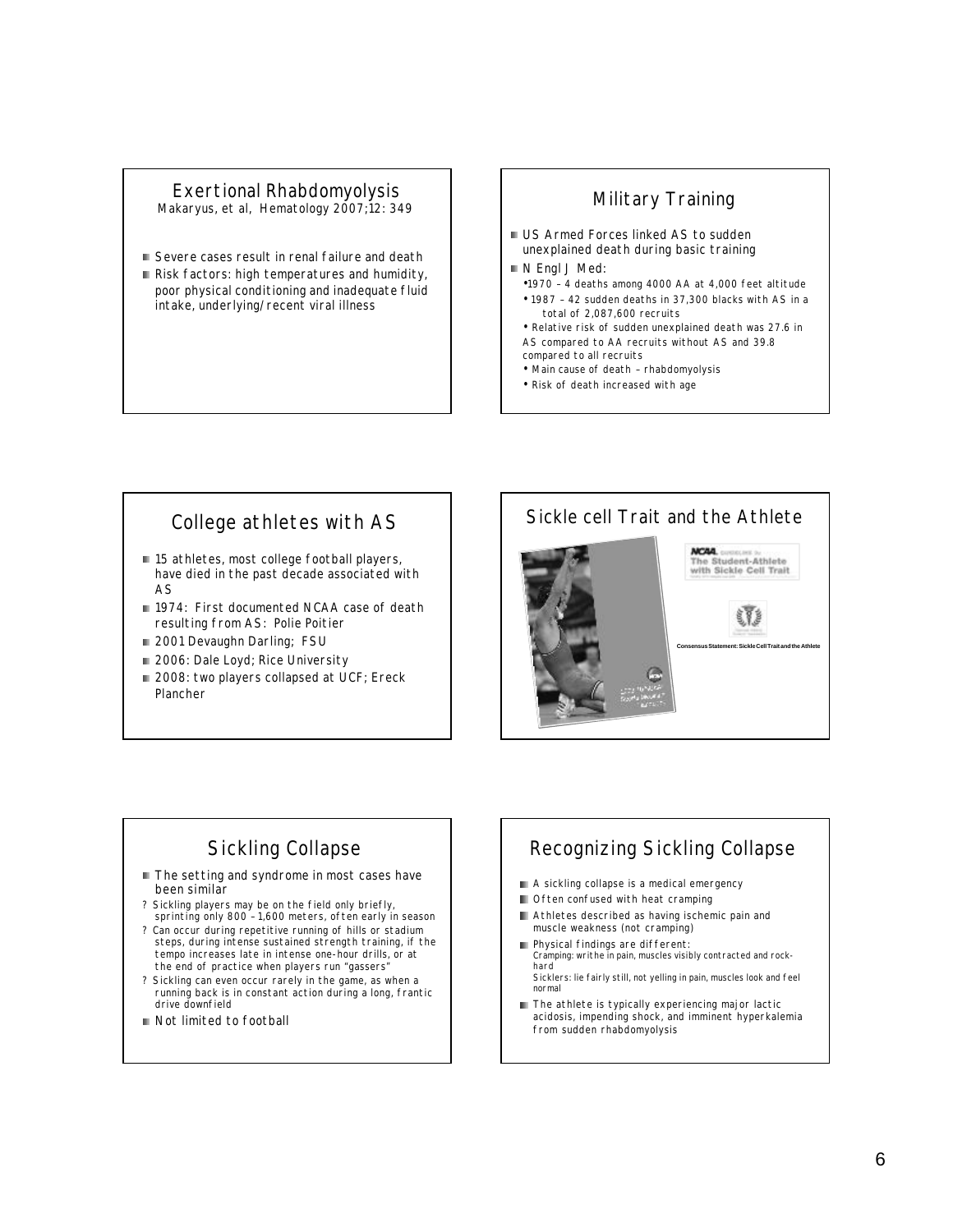## Exertional Rhabdomyolysis

Makaryus, et al, Hematology 2007;12: 349

- Severe cases result in renal failure and death
- Risk factors: high temperatures and humidity, poor physical conditioning and inadequate fluid intake, underlying/recent viral illness

## Military Training

- US Armed Forces linked AS to sudden unexplained death during basic training
- N Engl J Med:
  - 1970 – 4 deaths among 4000 AA at 4,000 feet altitude
  - 1987 – 42 sudden deaths in 37,300 blacks with AS in a total of 2,087,600 recruits
  - Relative risk of sudden unexplained death was 27.6 in AS compared to AA recruits without AS and 39.8 compared to all recruits
  - Main cause of death – rhabdomyolysis
  - Risk of death increased with age

## College athletes with AS

- 15 athletes, most college football players, have died in the past decade associated with AS
- 1974: First documented NCAA case of death resulting from AS: Polie Poitier
- 2001 Devaughn Darling; FSU
- 2006: Dale Loyd; Rice University
- 2008: two players collapsed at UCF; Ereck Plancher

## Sickle cell Trait and the Athlete

NCAA Guideline for The Student-Athlete with Sickle Cell Trait

Consensus Statement: Sickle Cell Trait and the Athlete

## Sickling Collapse

- The setting and syndrome in most cases have been similar
  - ? Sickling players may be on the field only briefly, sprinting only 800 – 1,600 meters, often early in season
  - ? Can occur during repetitive running of hills or stadium steps, during intense sustained strength training, if the tempo increases late in intense one-hour drills, or at the end of practice when players run "gassers"
  - ? Sickling can even occur rarely in the game, as when a running back is in constant action during a long, frantic drive downfield
- Not limited to football

## Recognizing Sickling Collapse

- A sickling collapse is a medical emergency
- Often confused with heat cramping
- Athletes described as having ischemic pain and muscle weakness (not cramping)
- Physical findings are different:
  Cramping: writhe in pain, muscles visibly contracted and rock-hard
  Sicklers: lie fairly still, not yelling in pain, muscles look and feel normal
- The athlete is typically experiencing major lactic acidosis, impending shock, and imminent hyperkalemia from sudden rhabdomyolysis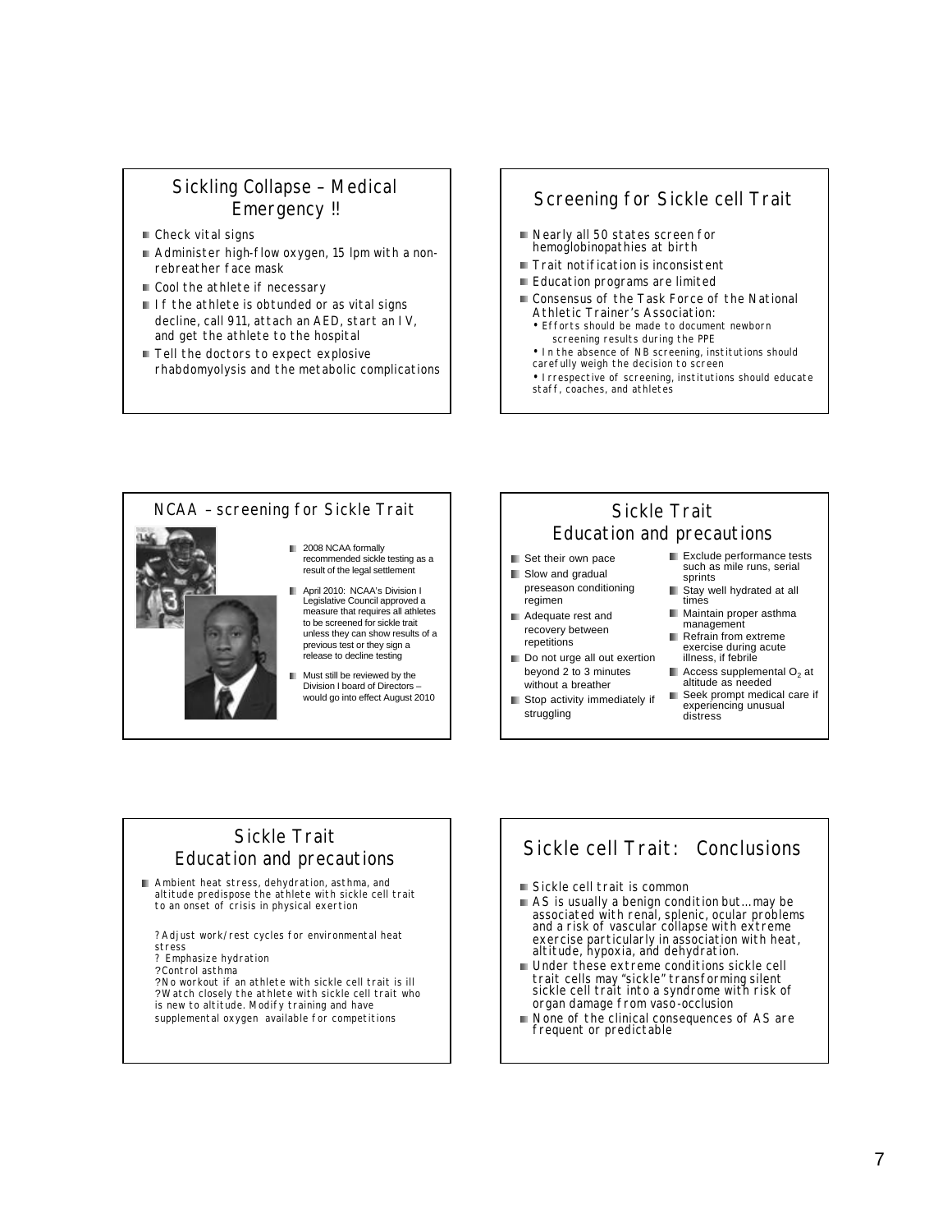## Sickling Collapse – Medical Emergency !!

- Check vital signs
- Administer high-flow oxygen, 15 lpm with a non-rebreather face mask
- Cool the athlete if necessary
- If the athlete is obtunded or as vital signs decline, call 911, attach an AED, start an IV, and get the athlete to the hospital
- Tell the doctors to expect explosive rhabdomyolysis and the metabolic complications

## Screening for Sickle cell Trait

- Nearly all 50 states screen for hemoglobinopathies at birth
- Trait notification is inconsistent
- Education programs are limited
- Consensus of the Task Force of the National Athletic Trainer's Association:
  - Efforts should be made to document newborn screening results during the PPE
  - In the absence of NB screening, institutions should carefully weigh the decision to screen
  - Irrespective of screening, institutions should educate staff, coaches, and athletes

## NCAA – screening for Sickle Trait

- 2008 NCAA formally recommended sickle testing as a result of the legal settlement
- April 2010: NCAA's Division I Legislative Council approved a measure that requires all athletes to be screened for sickle trait unless they can show results of a previous test or they sign a release to decline testing
- Must still be reviewed by the Division I board of Directors – would go into effect August 2010

## Sickle Trait Education and precautions

- Set their own pace
- Slow and gradual preseason conditioning regimen
- Adequate rest and recovery between repetitions
- Do not urge all out exertion beyond 2 to 3 minutes without a breather
- Stop activity immediately if struggling
- Exclude performance tests such as mile runs, serial sprints
- Stay well hydrated at all times
- Maintain proper asthma management
- Refrain from extreme exercise during acute illness, if febrile
- Access supplemental $O_2$ at altitude as needed
- Seek prompt medical care if experiencing unusual distress

## Sickle Trait Education and precautions

- Ambient heat stress, dehydration, asthma, and altitude predispose the athlete with sickle cell trait to an onset of crisis in physical exertion

?Adjust work/rest cycles for environmental heat stress
? Emphasize hydration
?Control asthma
?No workout if an athlete with sickle cell trait is ill
?Watch closely the athlete with sickle cell trait who is new to altitude. Modify training and have supplemental oxygen available for competitions

## Sickle cell Trait: Conclusions

- Sickle cell trait is common
- AS is usually a benign condition but…may be associated with renal, splenic, ocular problems and a risk of vascular collapse with extreme exercise particularly in association with heat, altitude, hypoxia, and dehydration.
- Under these extreme conditions sickle cell trait cells may "sickle" transforming silent sickle cell trait into a syndrome with risk of organ damage from vaso-occlusion
- None of the clinical consequences of AS are frequent or predictable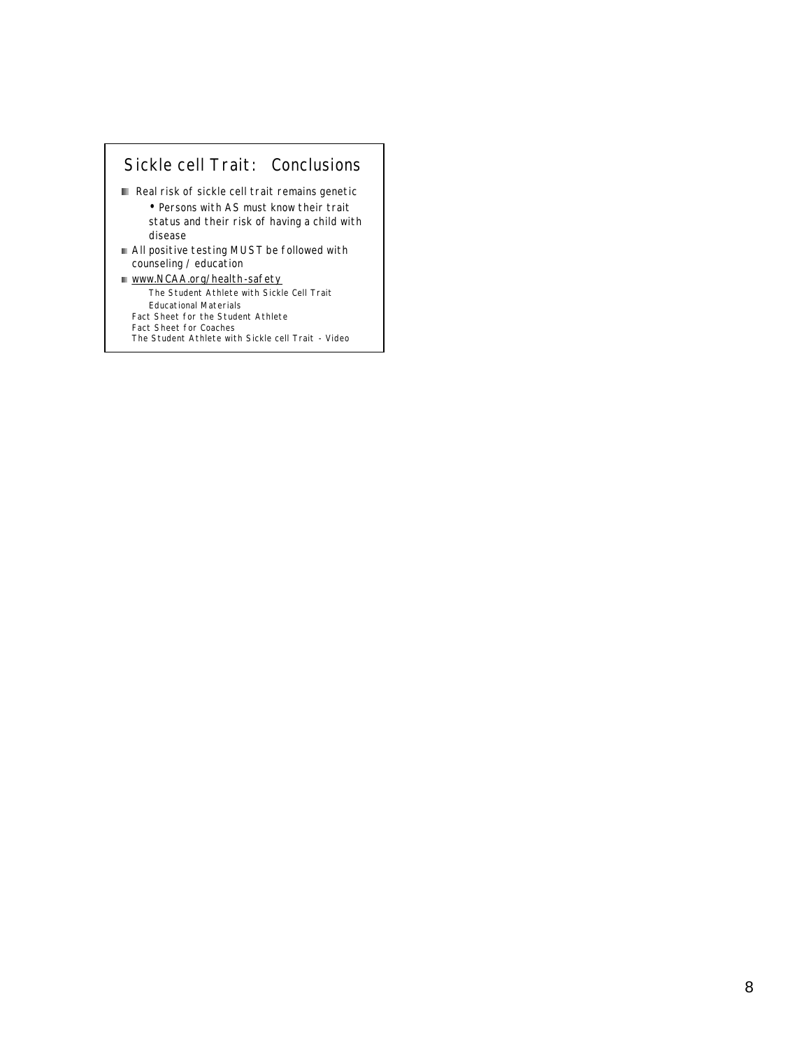## Sickle cell Trait: Conclusions

- Real risk of sickle cell trait remains genetic
  - Persons with AS must know their trait status and their risk of having a child with disease
- All positive testing MUST be followed with counseling / education
- www.NCAA.org/health-safety
  - The Student Athlete with Sickle Cell Trait
  - Educational Materials
  - Fact Sheet for the Student Athlete
  - Fact Sheet for Coaches
  - The Student Athlete with Sickle cell Trait - Video